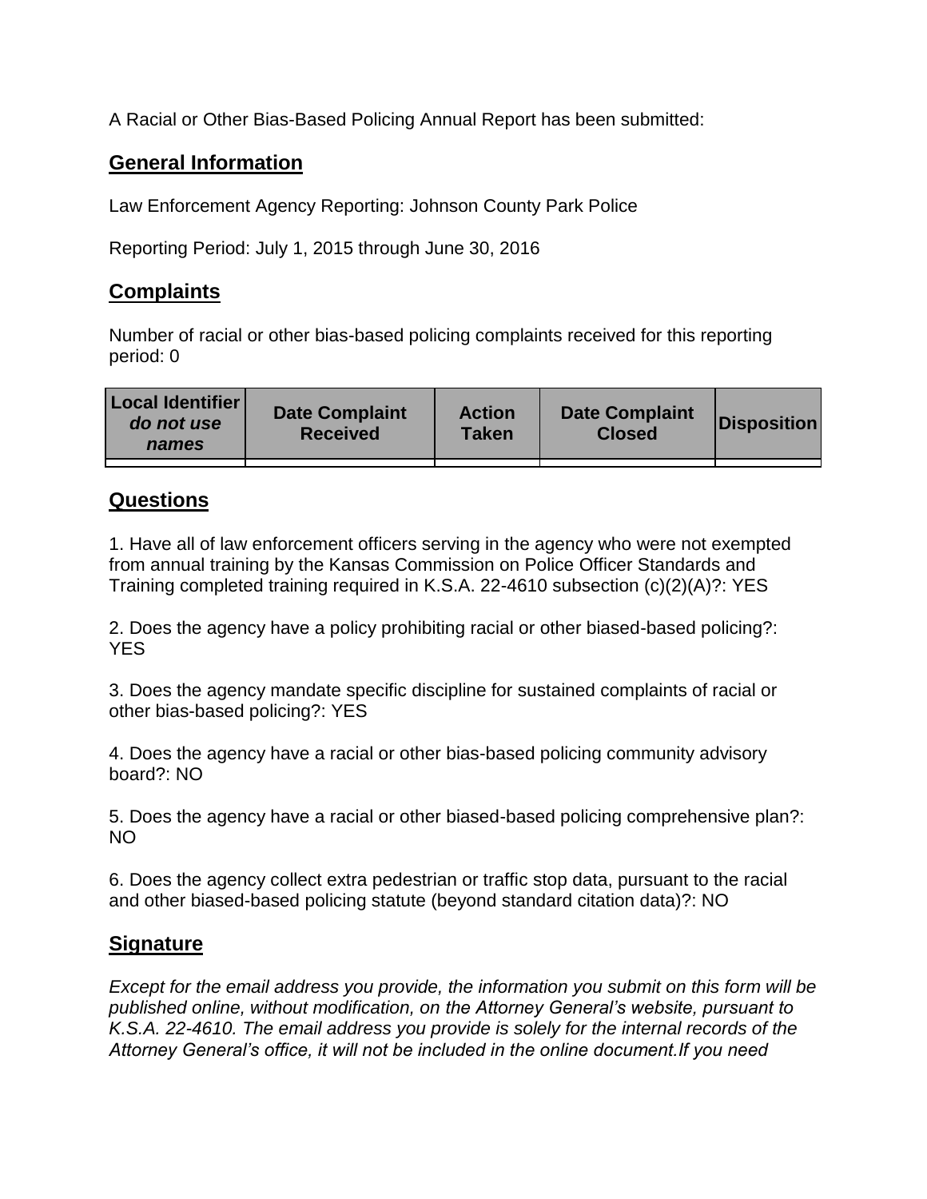A Racial or Other Bias-Based Policing Annual Report has been submitted:

## General Information

Law Enforcement Agency Reporting: Johnson County Park Police

Reporting Period: July 1, 2015 through June 30, 2016

## Complaints

Number of racial or other bias-based policing complaints received for this reporting period: 0

| Local Identifier *do not use names* | Date Complaint Received | Action Taken | Date Complaint Closed | Disposition |
|---|---|---|---|---|
| | | | | |

## Questions

1. Have all of law enforcement officers serving in the agency who were not exempted from annual training by the Kansas Commission on Police Officer Standards and Training completed training required in K.S.A. 22-4610 subsection (c)(2)(A)?: YES

2. Does the agency have a policy prohibiting racial or other biased-based policing?: YES

3. Does the agency mandate specific discipline for sustained complaints of racial or other bias-based policing?: YES

4. Does the agency have a racial or other bias-based policing community advisory board?: NO

5. Does the agency have a racial or other biased-based policing comprehensive plan?: NO

6. Does the agency collect extra pedestrian or traffic stop data, pursuant to the racial and other biased-based policing statute (beyond standard citation data)?: NO

## Signature

*Except for the email address you provide, the information you submit on this form will be published online, without modification, on the Attorney General's website, pursuant to K.S.A. 22-4610. The email address you provide is solely for the internal records of the Attorney General's office, it will not be included in the online document.If you need*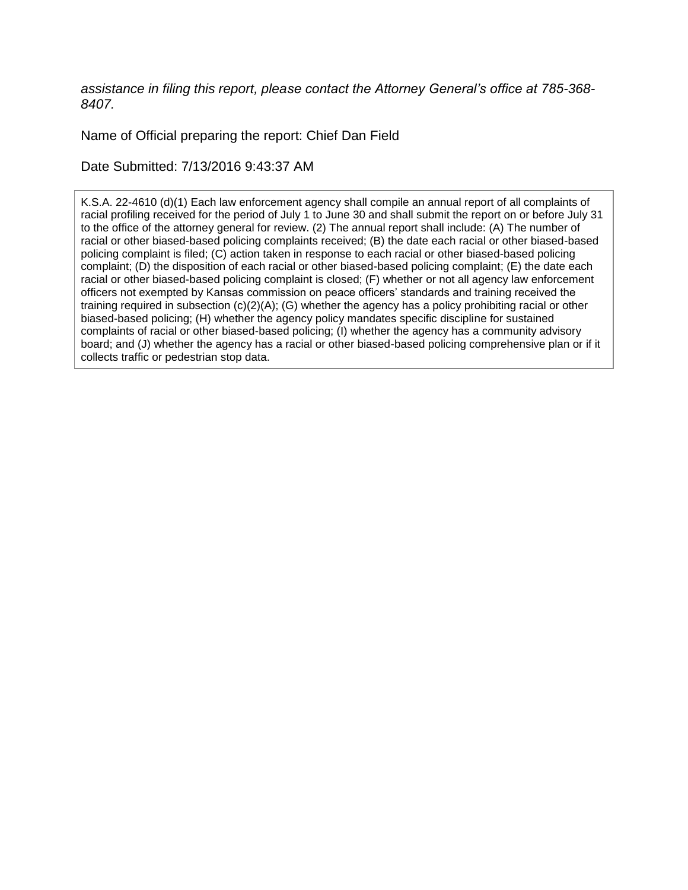*assistance in filing this report, please contact the Attorney General's office at 785-368-8407.*

Name of Official preparing the report: Chief Dan Field

Date Submitted: 7/13/2016 9:43:37 AM

K.S.A. 22-4610 (d)(1) Each law enforcement agency shall compile an annual report of all complaints of racial profiling received for the period of July 1 to June 30 and shall submit the report on or before July 31 to the office of the attorney general for review. (2) The annual report shall include: (A) The number of racial or other biased-based policing complaints received; (B) the date each racial or other biased-based policing complaint is filed; (C) action taken in response to each racial or other biased-based policing complaint; (D) the disposition of each racial or other biased-based policing complaint; (E) the date each racial or other biased-based policing complaint is closed; (F) whether or not all agency law enforcement officers not exempted by Kansas commission on peace officers' standards and training received the training required in subsection (c)(2)(A); (G) whether the agency has a policy prohibiting racial or other biased-based policing; (H) whether the agency policy mandates specific discipline for sustained complaints of racial or other biased-based policing; (I) whether the agency has a community advisory board; and (J) whether the agency has a racial or other biased-based policing comprehensive plan or if it collects traffic or pedestrian stop data.